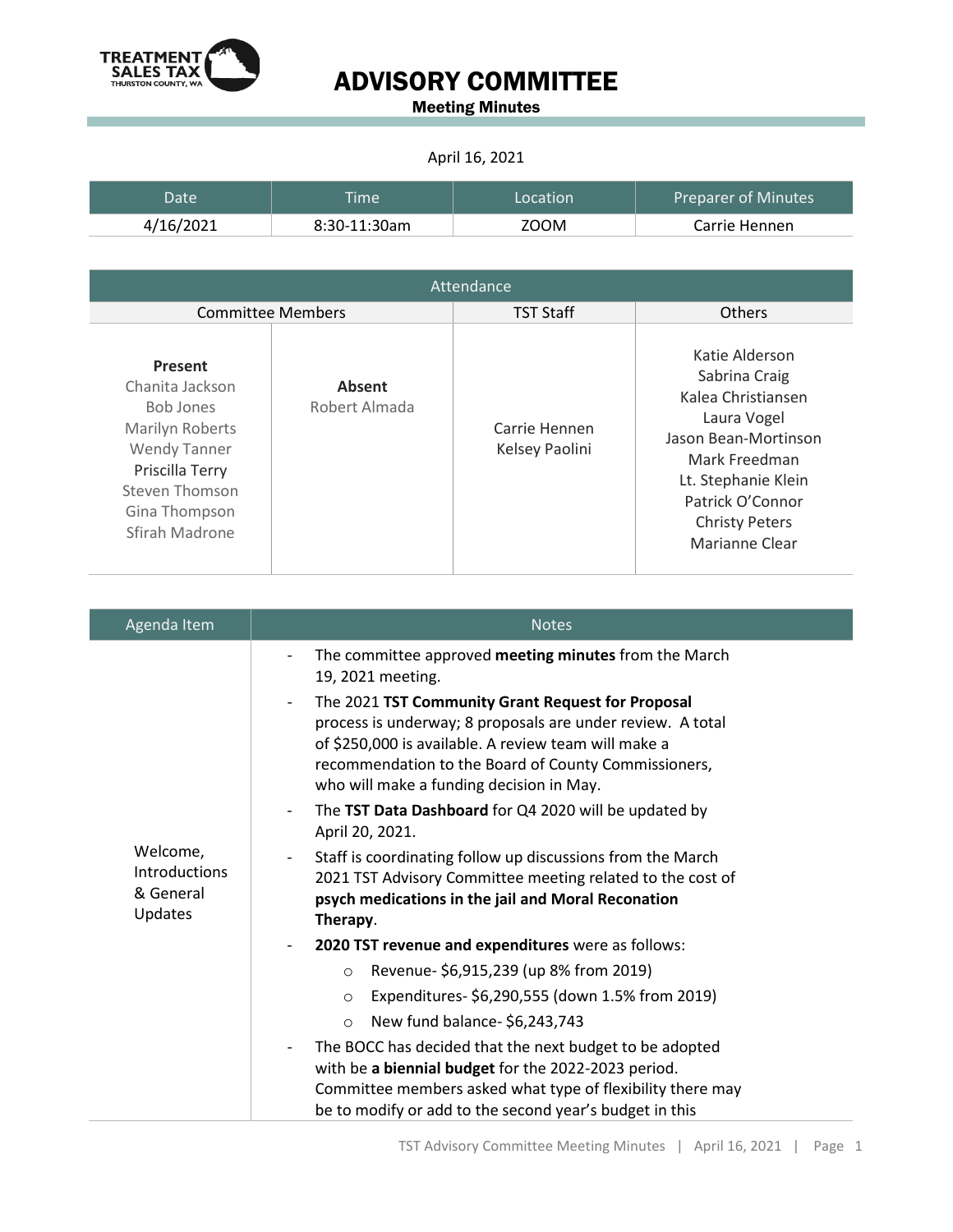# ADVISORY COMMITTEE

**Meeting Minutes**

April 16, 2021

| Date | Time | Location | Preparer of Minutes |
|---|---|---|---|
| 4/16/2021 | 8:30-11:30am | ZOOM | Carrie Hennen |

| Attendance | | | |
|---|---|---|---|
| Committee Members | | TST Staff | Others |
| **Present**<br>Chanita Jackson<br>Bob Jones<br>Marilyn Roberts<br>Wendy Tanner<br>Priscilla Terry<br>Steven Thomson<br>Gina Thompson<br>Sfirah Madrone | **Absent**<br>Robert Almada | Carrie Hennen<br>Kelsey Paolini | Katie Alderson<br>Sabrina Craig<br>Kalea Christiansen<br>Laura Vogel<br>Jason Bean-Mortinson<br>Mark Freedman<br>Lt. Stephanie Klein<br>Patrick O'Connor<br>Christy Peters<br>Marianne Clear |

| Agenda Item | Notes |
|---|---|
| Welcome, Introductions & General Updates | - The committee approved **meeting minutes** from the March 19, 2021 meeting.<br>- The 2021 **TST Community Grant Request for Proposal** process is underway; 8 proposals are under review. A total of $250,000 is available. A review team will make a recommendation to the Board of County Commissioners, who will make a funding decision in May.<br>- The **TST Data Dashboard** for Q4 2020 will be updated by April 20, 2021.<br>- Staff is coordinating follow up discussions from the March 2021 TST Advisory Committee meeting related to the cost of **psych medications in the jail and Moral Reconation Therapy**.<br>- **2020 TST revenue and expenditures** were as follows:<br>  o Revenue- $6,915,239 (up 8% from 2019)<br>  o Expenditures- $6,290,555 (down 1.5% from 2019)<br>  o New fund balance- $6,243,743<br>- The BOCC has decided that the next budget to be adopted with be **a biennial budget** for the 2022-2023 period. Committee members asked what type of flexibility there may be to modify or add to the second year's budget in this |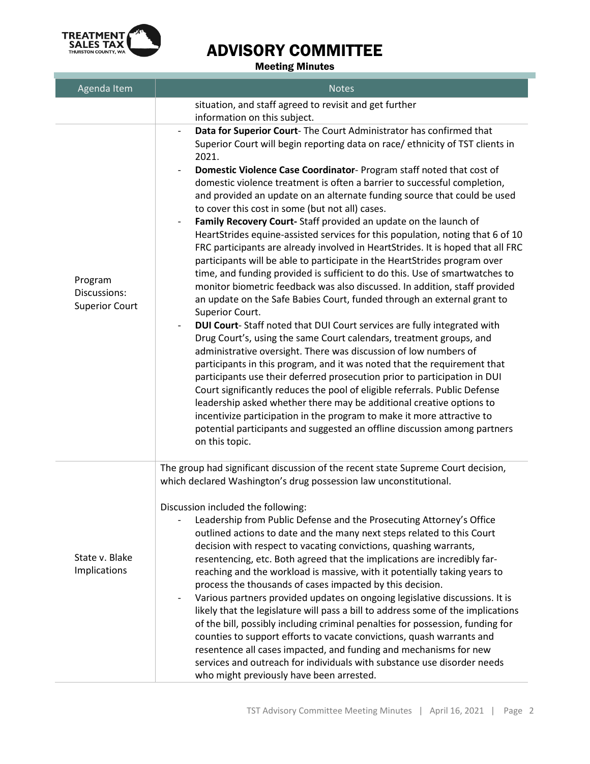# ADVISORY COMMITTEE

## Meeting Minutes

| Agenda Item | Notes |
|---|---|
| | situation, and staff agreed to revisit and get further information on this subject. |
| Program Discussions: Superior Court | - **Data for Superior Court**- The Court Administrator has confirmed that Superior Court will begin reporting data on race/ ethnicity of TST clients in 2021.<br>- **Domestic Violence Case Coordinator**- Program staff noted that cost of domestic violence treatment is often a barrier to successful completion, and provided an update on an alternate funding source that could be used to cover this cost in some (but not all) cases.<br>- **Family Recovery Court-** Staff provided an update on the launch of HeartStrides equine-assisted services for this population, noting that 6 of 10 FRC participants are already involved in HeartStrides. It is hoped that all FRC participants will be able to participate in the HeartStrides program over time, and funding provided is sufficient to do this. Use of smartwatches to monitor biometric feedback was also discussed. In addition, staff provided an update on the Safe Babies Court, funded through an external grant to Superior Court.<br>- **DUI Court**- Staff noted that DUI Court services are fully integrated with Drug Court's, using the same Court calendars, treatment groups, and administrative oversight. There was discussion of low numbers of participants in this program, and it was noted that the requirement that participants use their deferred prosecution prior to participation in DUI Court significantly reduces the pool of eligible referrals. Public Defense leadership asked whether there may be additional creative options to incentivize participation in the program to make it more attractive to potential participants and suggested an offline discussion among partners on this topic. |
| State v. Blake Implications | The group had significant discussion of the recent state Supreme Court decision, which declared Washington's drug possession law unconstitutional.<br><br>Discussion included the following:<br>- Leadership from Public Defense and the Prosecuting Attorney's Office outlined actions to date and the many next steps related to this Court decision with respect to vacating convictions, quashing warrants, resentencing, etc. Both agreed that the implications are incredibly far-reaching and the workload is massive, with it potentially taking years to process the thousands of cases impacted by this decision.<br>- Various partners provided updates on ongoing legislative discussions. It is likely that the legislature will pass a bill to address some of the implications of the bill, possibly including criminal penalties for possession, funding for counties to support efforts to vacate convictions, quash warrants and resentence all cases impacted, and funding and mechanisms for new services and outreach for individuals with substance use disorder needs who might previously have been arrested. |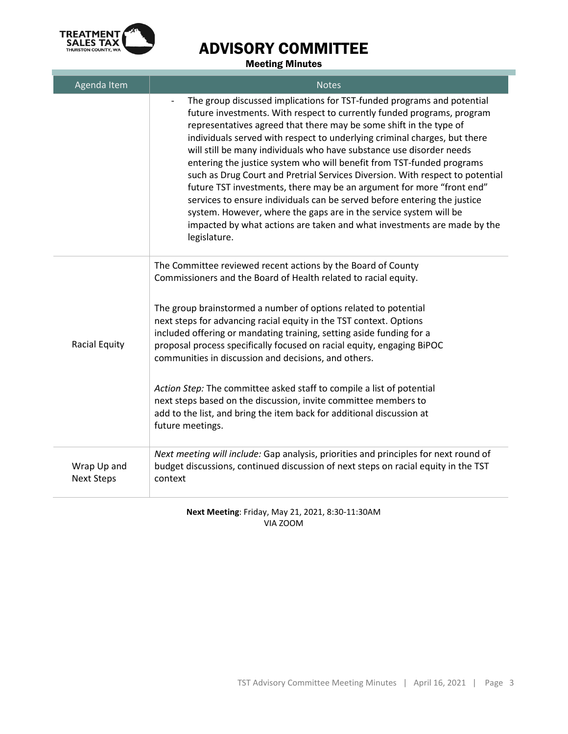# ADVISORY COMMITTEE

**Meeting Minutes**

| Agenda Item | Notes |
| --- | --- |
| | - The group discussed implications for TST-funded programs and potential future investments. With respect to currently funded programs, program representatives agreed that there may be some shift in the type of individuals served with respect to underlying criminal charges, but there will still be many individuals who have substance use disorder needs entering the justice system who will benefit from TST-funded programs such as Drug Court and Pretrial Services Diversion. With respect to potential future TST investments, there may be an argument for more "front end" services to ensure individuals can be served before entering the justice system. However, where the gaps are in the service system will be impacted by what actions are taken and what investments are made by the legislature. |
| Racial Equity | The Committee reviewed recent actions by the Board of County Commissioners and the Board of Health related to racial equity.<br><br>The group brainstormed a number of options related to potential next steps for advancing racial equity in the TST context. Options included offering or mandating training, setting aside funding for a proposal process specifically focused on racial equity, engaging BiPOC communities in discussion and decisions, and others.<br><br>*Action Step:* The committee asked staff to compile a list of potential next steps based on the discussion, invite committee members to add to the list, and bring the item back for additional discussion at future meetings. |
| Wrap Up and Next Steps | *Next meeting will include:* Gap analysis, priorities and principles for next round of budget discussions, continued discussion of next steps on racial equity in the TST context |

**Next Meeting**: Friday, May 21, 2021, 8:30-11:30AM
VIA ZOOM